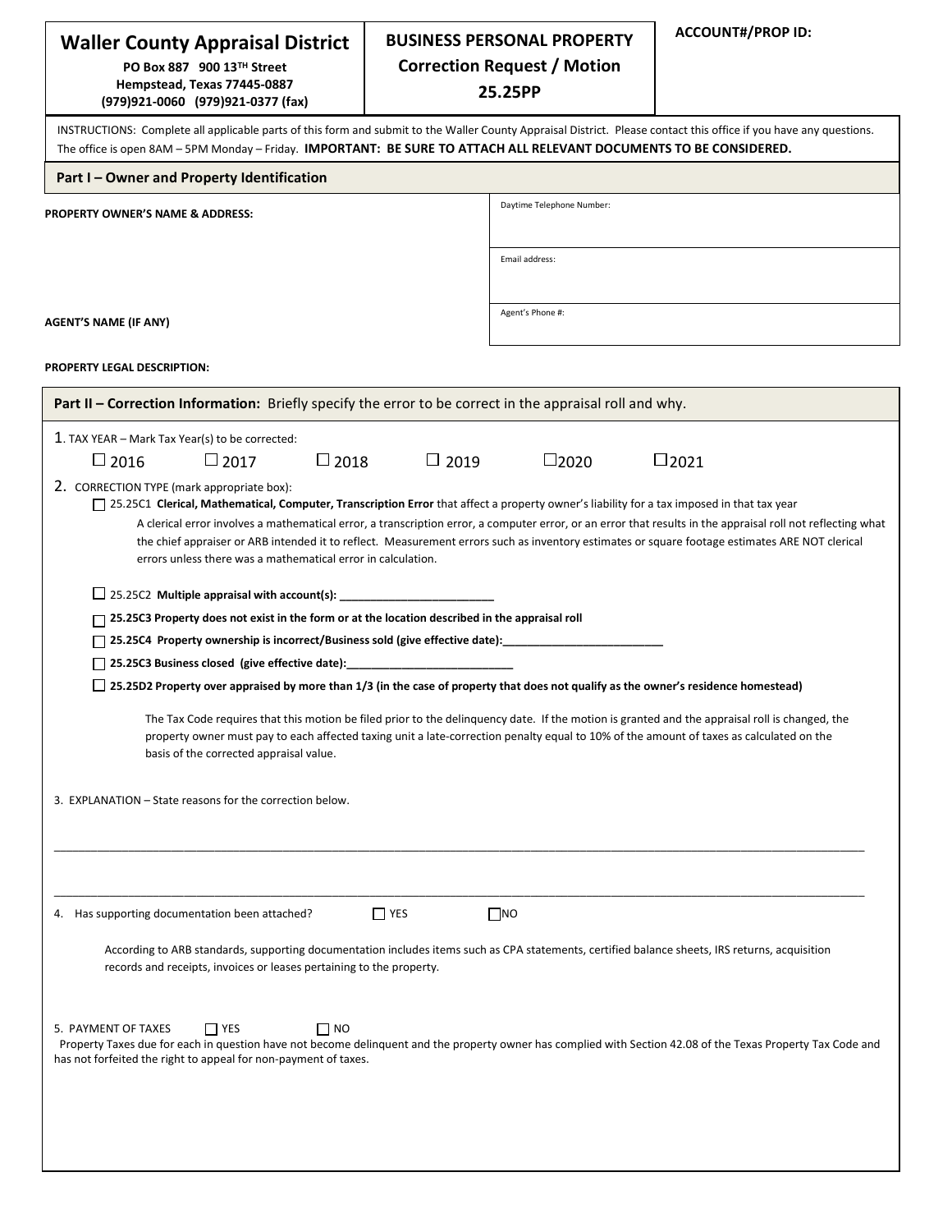| **Waller County Appraisal District**<br>PO Box 887 900 13TH Street<br>Hempstead, Texas 77445-0887<br>(979)921-0060 (979)921-0377 (fax) | **BUSINESS PERSONAL PROPERTY**<br>**Correction Request / Motion**<br>**25.25PP** | **ACCOUNT#/PROP ID:** |
|---|---|---|

INSTRUCTIONS: Complete all applicable parts of this form and submit to the Waller County Appraisal District. Please contact this office if you have any questions. The office is open 8AM – 5PM Monday – Friday. **IMPORTANT: BE SURE TO ATTACH ALL RELEVANT DOCUMENTS TO BE CONSIDERED.**

## Part I – Owner and Property Identification

**PROPERTY OWNER'S NAME & ADDRESS:**

Daytime Telephone Number:

Email address:

**AGENT'S NAME (IF ANY)**

Agent's Phone #:

**PROPERTY LEGAL DESCRIPTION:**

## Part II – Correction Information: Briefly specify the error to be correct in the appraisal roll and why.

1. TAX YEAR – Mark Tax Year(s) to be corrected:

☐ 2016 ☐ 2017 ☐ 2018 ☐ 2019 ☐ 2020 ☐ 2021

2. CORRECTION TYPE (mark appropriate box):

☐ 25.25C1 **Clerical, Mathematical, Computer, Transcription Error** that affect a property owner's liability for a tax imposed in that tax year

A clerical error involves a mathematical error, a transcription error, a computer error, or an error that results in the appraisal roll not reflecting what the chief appraiser or ARB intended it to reflect. Measurement errors such as inventory estimates or square footage estimates ARE NOT clerical errors unless there was a mathematical error in calculation.

☐ 25.25C2 **Multiple appraisal with account(s): ________________________**

☐ **25.25C3 Property does not exist in the form or at the location described in the appraisal roll**

☐ **25.25C4 Property ownership is incorrect/Business sold (give effective date):________________________**

☐ **25.25C3 Business closed (give effective date):________________________**

☐ **25.25D2 Property over appraised by more than 1/3 (in the case of property that does not qualify as the owner's residence homestead)**

The Tax Code requires that this motion be filed prior to the delinquency date. If the motion is granted and the appraisal roll is changed, the property owner must pay to each affected taxing unit a late-correction penalty equal to 10% of the amount of taxes as calculated on the basis of the corrected appraisal value.

3. EXPLANATION – State reasons for the correction below.

________________________________________________________________________________________________

________________________________________________________________________________________________

4. Has supporting documentation been attached? ☐ YES ☐ NO

According to ARB standards, supporting documentation includes items such as CPA statements, certified balance sheets, IRS returns, acquisition records and receipts, invoices or leases pertaining to the property.

5. PAYMENT OF TAXES ☐ YES ☐ NO

Property Taxes due for each in question have not become delinquent and the property owner has complied with Section 42.08 of the Texas Property Tax Code and has not forfeited the right to appeal for non-payment of taxes.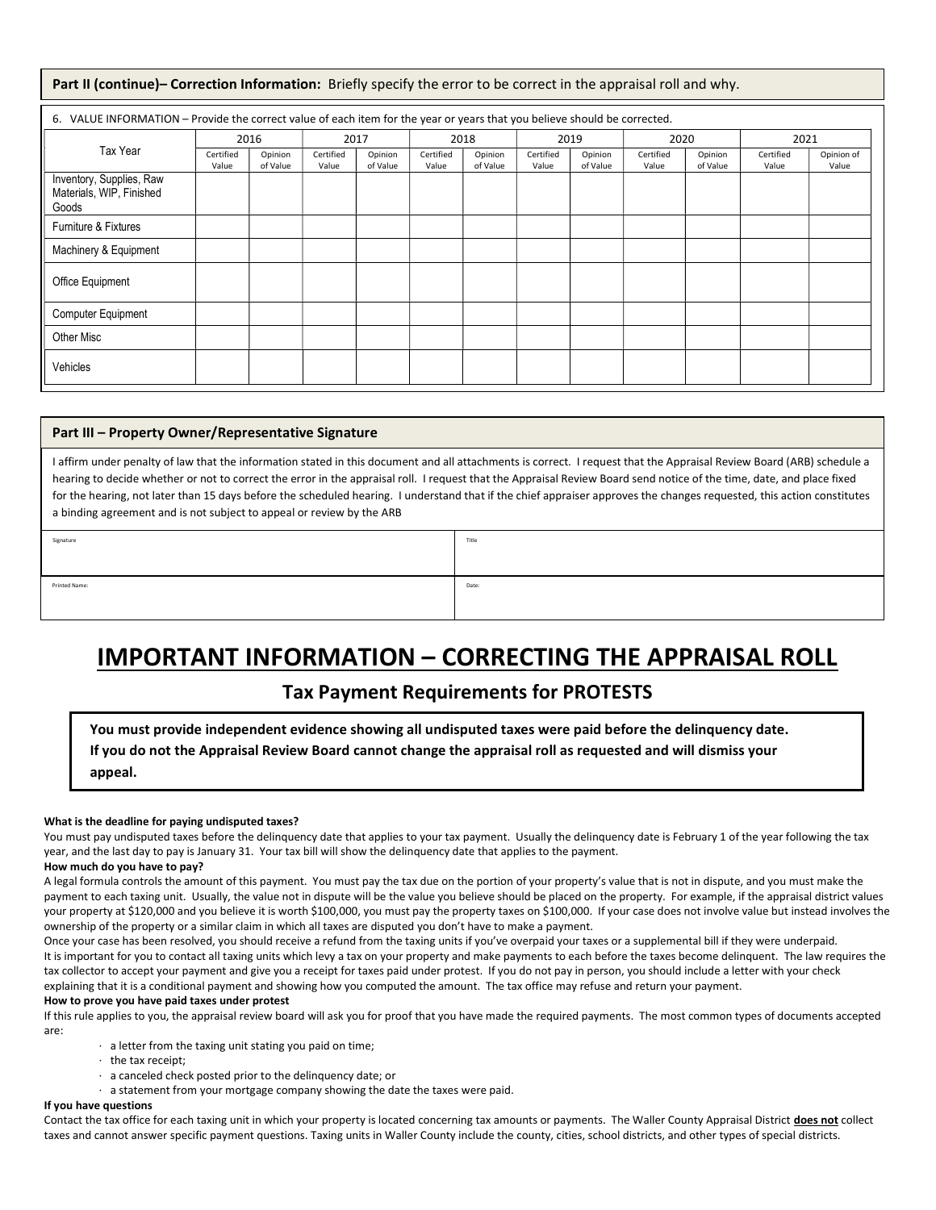**Part II (continue)– Correction Information:** Briefly specify the error to be correct in the appraisal roll and why.

6. VALUE INFORMATION – Provide the correct value of each item for the year or years that you believe should be corrected.

| Tax Year | 2016 | | 2017 | | 2018 | | 2019 | | 2020 | | 2021 | |
|---|---|---|---|---|---|---|---|---|---|---|---|---|
| | Certified Value | Opinion of Value | Certified Value | Opinion of Value | Certified Value | Opinion of Value | Certified Value | Opinion of Value | Certified Value | Opinion of Value | Certified Value | Opinion of Value |
| Inventory, Supplies, Raw Materials, WIP, Finished Goods | | | | | | | | | | | | |
| Furniture & Fixtures | | | | | | | | | | | | |
| Machinery & Equipment | | | | | | | | | | | | |
| Office Equipment | | | | | | | | | | | | |
| Computer Equipment | | | | | | | | | | | | |
| Other Misc | | | | | | | | | | | | |
| Vehicles | | | | | | | | | | | | |

**Part III – Property Owner/Representative Signature**

I affirm under penalty of law that the information stated in this document and all attachments is correct. I request that the Appraisal Review Board (ARB) schedule a hearing to decide whether or not to correct the error in the appraisal roll. I request that the Appraisal Review Board send notice of the time, date, and place fixed for the hearing, not later than 15 days before the scheduled hearing. I understand that if the chief appraiser approves the changes requested, this action constitutes a binding agreement and is not subject to appeal or review by the ARB

| | |
|---|---|
| Signature | Title |
| Printed Name: | Date: |

# IMPORTANT INFORMATION – CORRECTING THE APPRAISAL ROLL

## Tax Payment Requirements for PROTESTS

**You must provide independent evidence showing all undisputed taxes were paid before the delinquency date. If you do not the Appraisal Review Board cannot change the appraisal roll as requested and will dismiss your appeal.**

**What is the deadline for paying undisputed taxes?**

You must pay undisputed taxes before the delinquency date that applies to your tax payment. Usually the delinquency date is February 1 of the year following the tax year, and the last day to pay is January 31. Your tax bill will show the delinquency date that applies to the payment.

**How much do you have to pay?**

A legal formula controls the amount of this payment. You must pay the tax due on the portion of your property's value that is not in dispute, and you must make the payment to each taxing unit. Usually, the value not in dispute will be the value you believe should be placed on the property. For example, if the appraisal district values your property at $120,000 and you believe it is worth $100,000, you must pay the property taxes on $100,000. If your case does not involve value but instead involves the ownership of the property or a similar claim in which all taxes are disputed you don't have to make a payment.

Once your case has been resolved, you should receive a refund from the taxing units if you've overpaid your taxes or a supplemental bill if they were underpaid.

It is important for you to contact all taxing units which levy a tax on your property and make payments to each before the taxes become delinquent. The law requires the tax collector to accept your payment and give you a receipt for taxes paid under protest. If you do not pay in person, you should include a letter with your check explaining that it is a conditional payment and showing how you computed the amount. The tax office may refuse and return your payment.

**How to prove you have paid taxes under protest**

If this rule applies to you, the appraisal review board will ask you for proof that you have made the required payments. The most common types of documents accepted are:

- a letter from the taxing unit stating you paid on time;
- the tax receipt;
- a canceled check posted prior to the delinquency date; or
- a statement from your mortgage company showing the date the taxes were paid.

**If you have questions**

Contact the tax office for each taxing unit in which your property is located concerning tax amounts or payments. The Waller County Appraisal District **does not** collect taxes and cannot answer specific payment questions. Taxing units in Waller County include the county, cities, school districts, and other types of special districts.